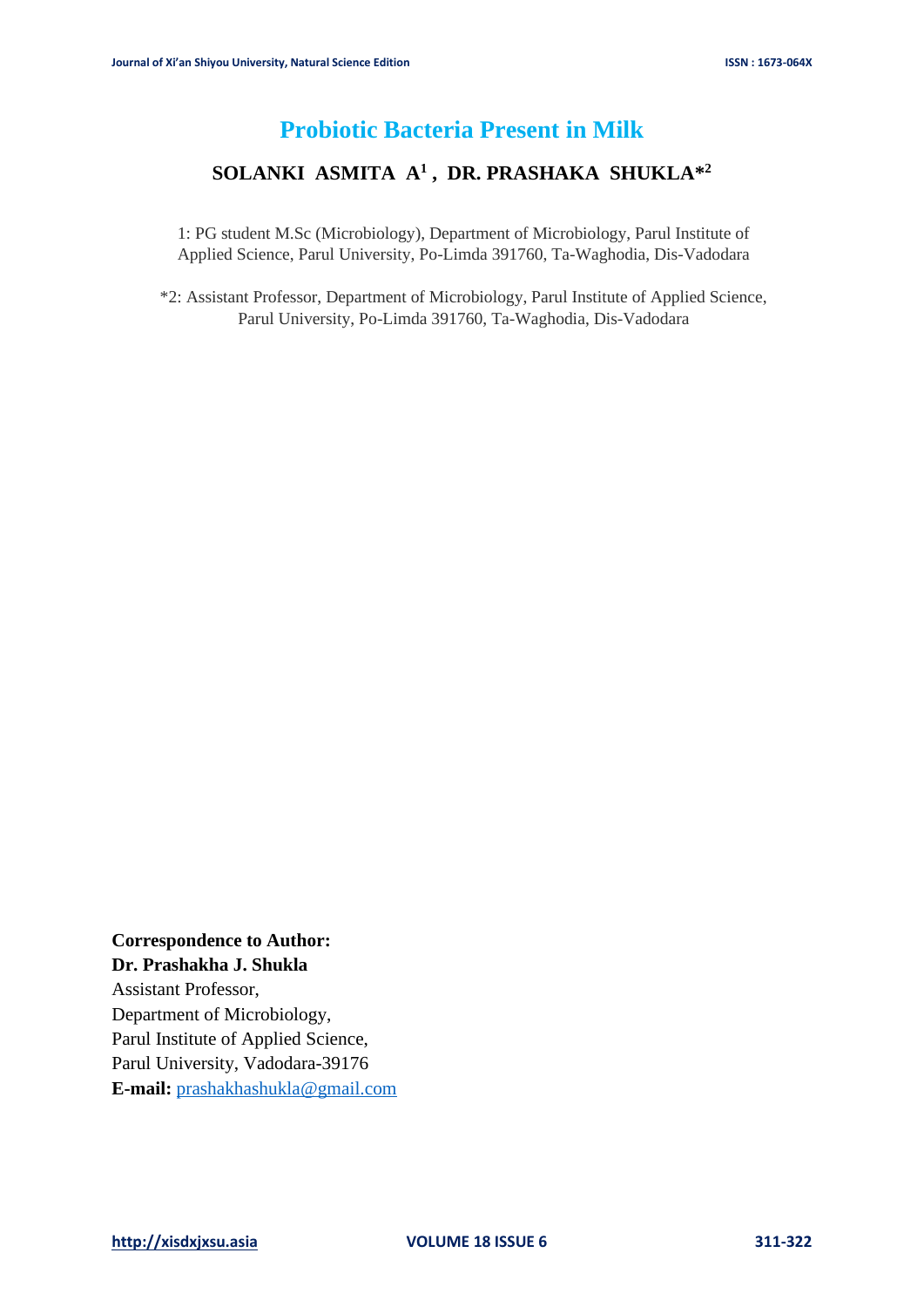# Probiotic Bacteria Present in Milk

## SOLANKI ASMITA A[1] , DR. PRASHAKA SHUKLA*[2]

1: PG student M.Sc (Microbiology), Department of Microbiology, Parul Institute of Applied Science, Parul University, Po-Limda 391760, Ta-Waghodia, Dis-Vadodara

*2: Assistant Professor, Department of Microbiology, Parul Institute of Applied Science, Parul University, Po-Limda 391760, Ta-Waghodia, Dis-Vadodara

**Correspondence to Author:**
**Dr. Prashakha J. Shukla**
Assistant Professor,
Department of Microbiology,
Parul Institute of Applied Science,
Parul University, Vadodara-39176
**E-mail:** prashakhashukla@gmail.com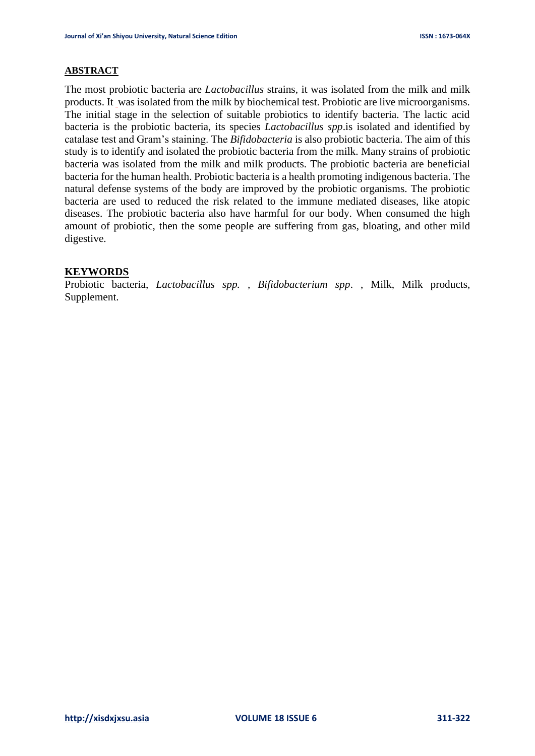## ABSTRACT

The most probiotic bacteria are *Lactobacillus* strains, it was isolated from the milk and milk products. It was isolated from the milk by biochemical test. Probiotic are live microorganisms. The initial stage in the selection of suitable probiotics to identify bacteria. The lactic acid bacteria is the probiotic bacteria, its species *Lactobacillus spp*.is isolated and identified by catalase test and Gram's staining. The *Bifidobacteria* is also probiotic bacteria. The aim of this study is to identify and isolated the probiotic bacteria from the milk. Many strains of probiotic bacteria was isolated from the milk and milk products. The probiotic bacteria are beneficial bacteria for the human health. Probiotic bacteria is a health promoting indigenous bacteria. The natural defense systems of the body are improved by the probiotic organisms. The probiotic bacteria are used to reduced the risk related to the immune mediated diseases, like atopic diseases. The probiotic bacteria also have harmful for our body. When consumed the high amount of probiotic, then the some people are suffering from gas, bloating, and other mild digestive.

## KEYWORDS

Probiotic bacteria, *Lactobacillus spp.* , *Bifidobacterium spp*. , Milk, Milk products, Supplement.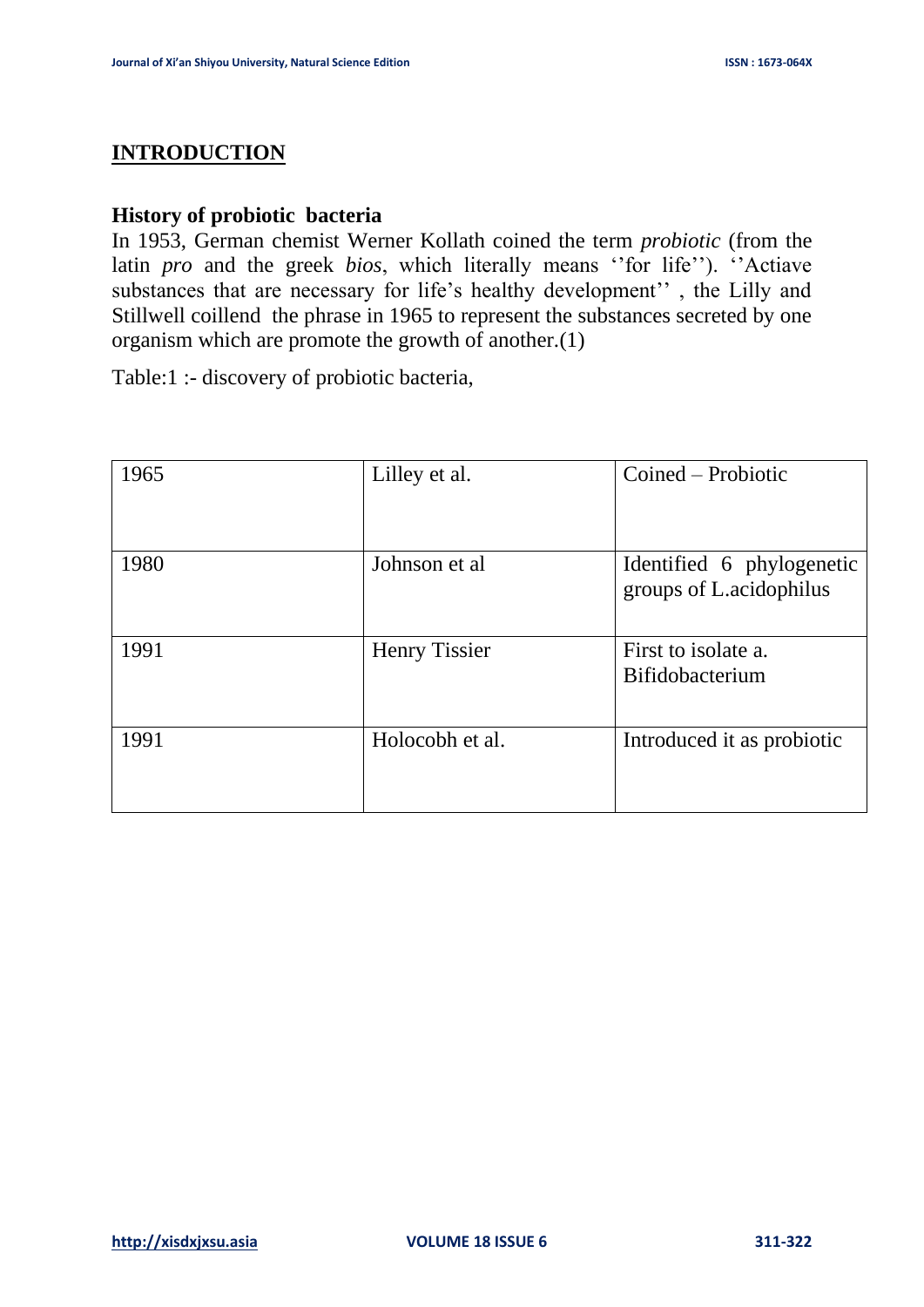## INTRODUCTION

### History of probiotic bacteria

In 1953, German chemist Werner Kollath coined the term *probiotic* (from the latin *pro* and the greek *bios*, which literally means ''for life''). ''Actiave substances that are necessary for life's healthy development'' , the Lilly and Stillwell coillend the phrase in 1965 to represent the substances secreted by one organism which are promote the growth of another.(1)

Table:1 :- discovery of probiotic bacteria,

| | | |
|---|---|---|
| 1965 | Lilley et al. | Coined – Probiotic |
| 1980 | Johnson et al | Identified 6 phylogenetic groups of L.acidophilus |
| 1991 | Henry Tissier | First to isolate a. Bifidobacterium |
| 1991 | Holocobh et al. | Introduced it as probiotic |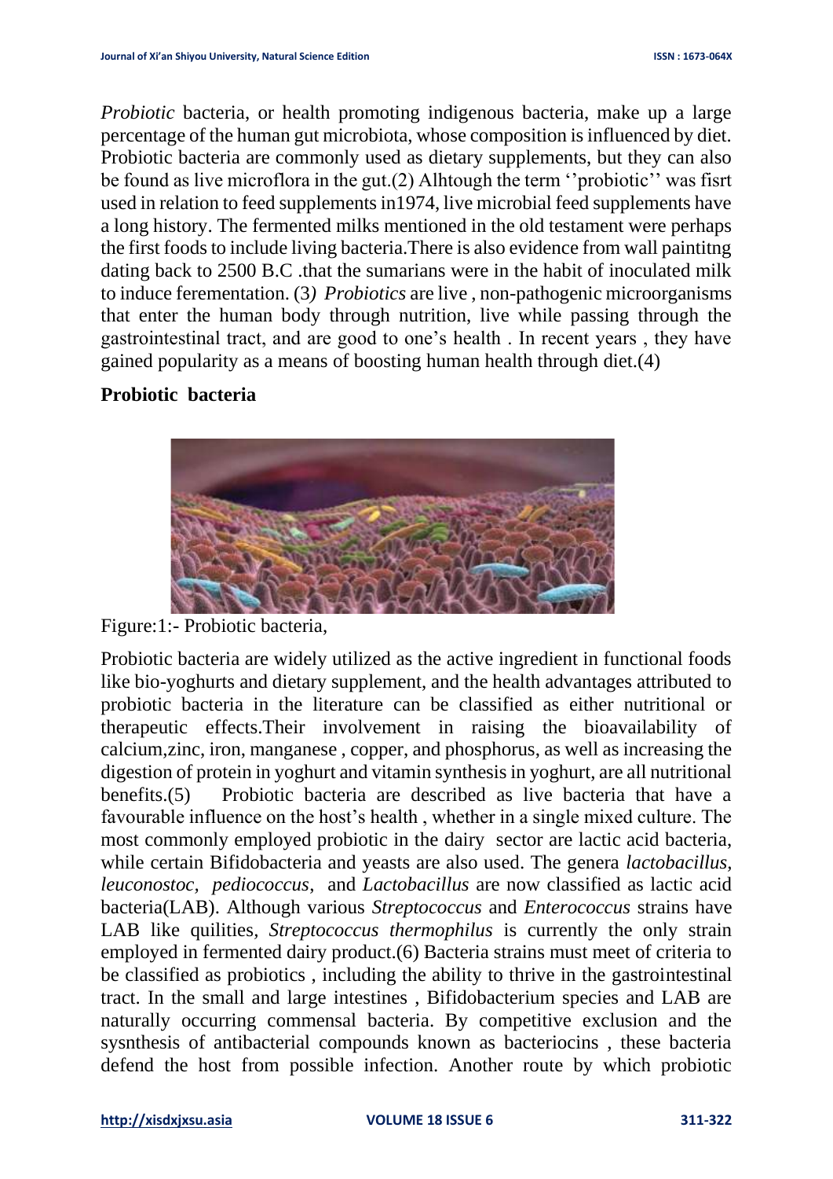*Probiotic* bacteria, or health promoting indigenous bacteria, make up a large percentage of the human gut microbiota, whose composition is influenced by diet. Probiotic bacteria are commonly used as dietary supplements, but they can also be found as live microflora in the gut.(2) Alhtough the term ''probiotic'' was fisrt used in relation to feed supplements in1974, live microbial feed supplements have a long history. The fermented milks mentioned in the old testament were perhaps the first foods to include living bacteria.There is also evidence from wall paintitng dating back to 2500 B.C .that the sumarians were in the habit of inoculated milk to induce feremenation. (3*)* *Probiotics* are live , non-pathogenic microorganisms that enter the human body through nutrition, live while passing through the gastrointestinal tract, and are good to one's health . In recent years , they have gained popularity as a means of boosting human health through diet.(4)

**Probiotic bacteria**

Figure:1:- Probiotic bacteria,

Probiotic bacteria are widely utilized as the active ingredient in functional foods like bio-yoghurts and dietary supplement, and the health advantages attributed to probiotic bacteria in the literature can be classified as either nutritional or therapeutic effects.Their involvement in raising the bioavailability of calcium,zinc, iron, manganese , copper, and phosphorus, as well as increasing the digestion of protein in yoghurt and vitamin synthesis in yoghurt, are all nutritional benefits.(5) Probiotic bacteria are described as live bacteria that have a favourable influence on the host's health , whether in a single mixed culture. The most commonly employed probiotic in the dairy sector are lactic acid bacteria, while certain Bifidobacteria and yeasts are also used. The genera *lactobacillus, leuconostoc, pediococcus*, and *Lactobacillus* are now classified as lactic acid bacteria(LAB). Although various *Streptococcus* and *Enterococcus* strains have LAB like quilities, *Streptococcus thermophilus* is currently the only strain employed in fermented dairy product.(6) Bacteria strains must meet of criteria to be classified as probiotics , including the ability to thrive in the gastrointestinal tract. In the small and large intestines , Bifidobacterium species and LAB are naturally occurring commensal bacteria. By competitive exclusion and the sysnthesis of antibacterial compounds known as bacteriocins , these bacteria defend the host from possible infection. Another route by which probiotic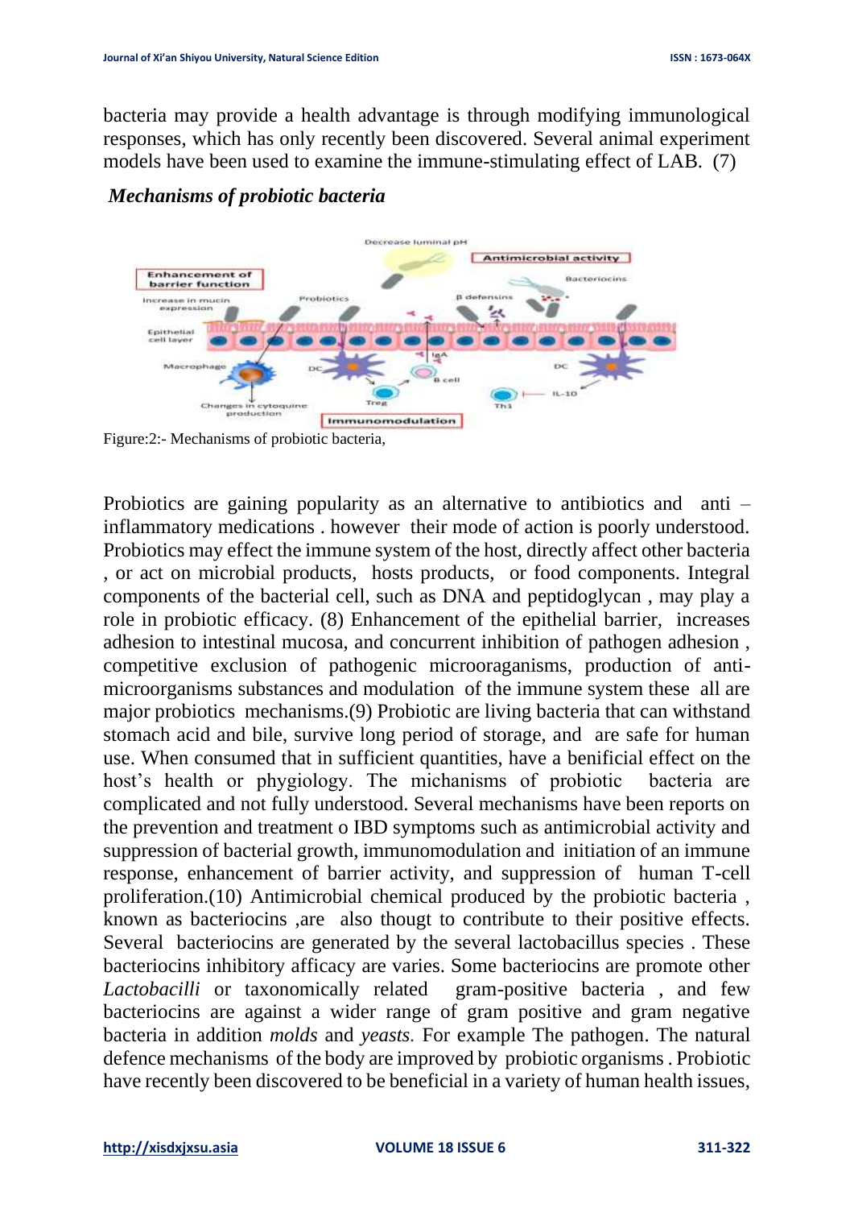bacteria may provide a health advantage is through modifying immunological responses, which has only recently been discovered. Several animal experiment models have been used to examine the immune-stimulating effect of LAB. (7)

### *Mechanisms of probiotic bacteria*

Figure:2:- Mechanisms of probiotic bacteria,

Probiotics are gaining popularity as an alternative to antibiotics and anti – inflammatory medications . however their mode of action is poorly understood. Probiotics may effect the immune system of the host, directly affect other bacteria , or act on microbial products, hosts products, or food components. Integral components of the bacterial cell, such as DNA and peptidoglycan , may play a role in probiotic efficacy. (8) Enhancement of the epithelial barrier, increases adhesion to intestinal mucosa, and concurrent inhibition of pathogen adhesion , competitive exclusion of pathogenic microoraganisms, production of anti-microorganisms substances and modulation of the immune system these all are major probiotics mechanisms.(9) Probiotic are living bacteria that can withstand stomach acid and bile, survive long period of storage, and are safe for human use. When consumed that in sufficient quantities, have a beneficial effect on the host's health or phygiology. The michanisms of probiotic bacteria are complicated and not fully understood. Several mechanisms have been reports on the prevention and treatment o IBD symptoms such as antimicrobial activity and suppression of bacterial growth, immunomodulation and initiation of an immune response, enhancement of barrier activity, and suppression of human T-cell proliferation.(10) Antimicrobial chemical produced by the probiotic bacteria , known as bacteriocins ,are also thougt to contribute to their positive effects. Several bacteriocins are generated by the several lactobacillus species . These bacteriocins inhibitory afficacy are varies. Some bacteriocins are promote other *Lactobacilli* or taxonomically related gram-positive bacteria , and few bacteriocins are against a wider range of gram positive and gram negative bacteria in addition *molds* and *yeasts*. For example The pathogen. The natural defence mechanisms of the body are improved by probiotic organisms . Probiotic have recently been discovered to be beneficial in a variety of human health issues,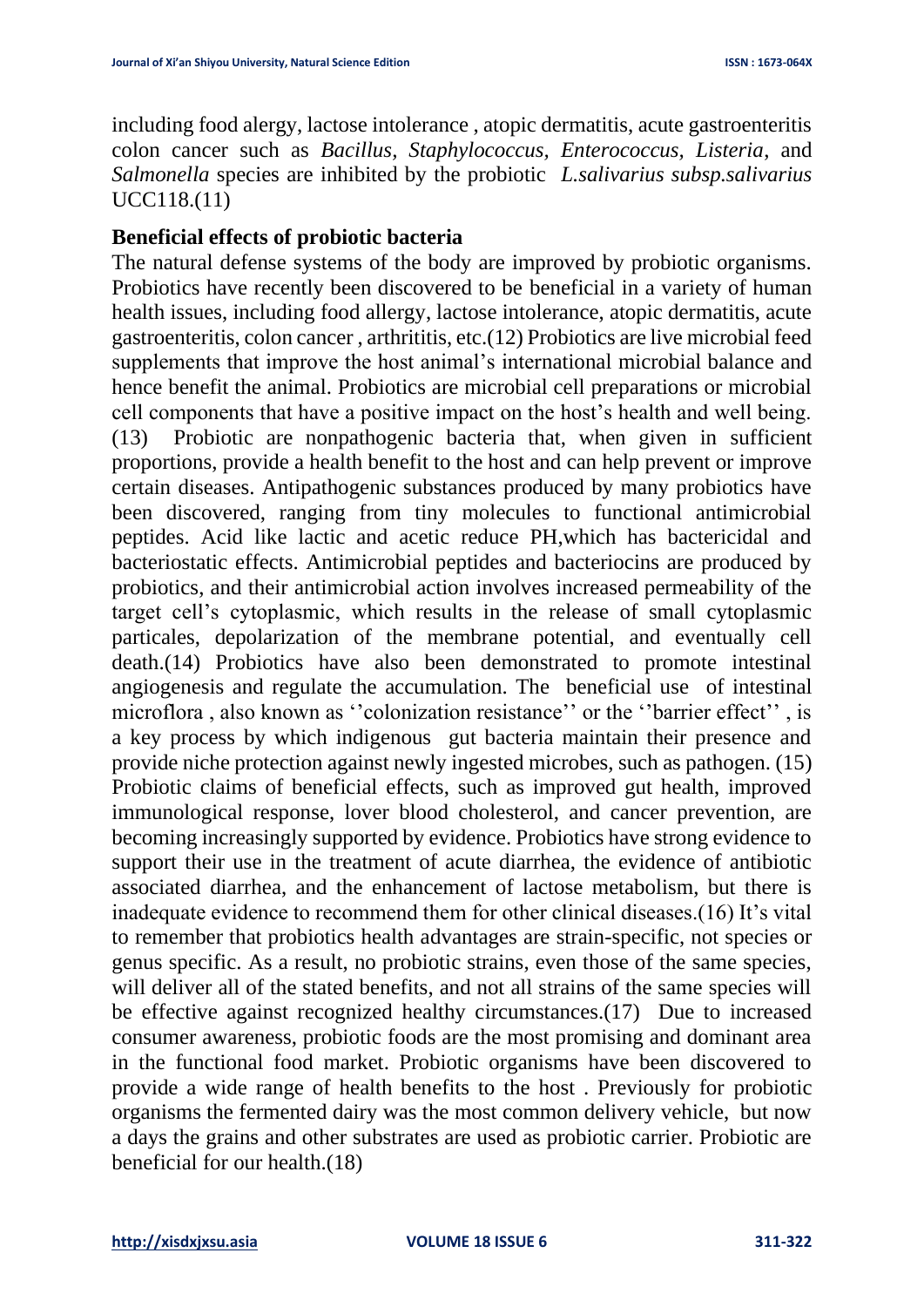including food alergy, lactose intolerance , atopic dermatitis, acute gastroenteritis colon cancer such as *Bacillus*, *Staphylococcus*, *Enterococcus*, *Listeria*, and *Salmonella* species are inhibited by the probiotic *L.salivarius subsp.salivarius* UCC118.(11)

## Beneficial effects of probiotic bacteria

The natural defense systems of the body are improved by probiotic organisms. Probiotics have recently been discovered to be beneficial in a variety of human health issues, including food allergy, lactose intolerance, atopic dermatitis, acute gastroenteritis, colon cancer , arthritits, etc.(12) Probiotics are live microbial feed supplements that improve the host animal's international microbial balance and hence benefit the animal. Probiotics are microbial cell preparations or microbial cell components that have a positive impact on the host's health and well being. (13) Probiotic are nonpathogenic bacteria that, when given in sufficient proportions, provide a health benefit to the host and can help prevent or improve certain diseases. Antipathogenic substances produced by many probiotics have been discovered, ranging from tiny molecules to functional antimicrobial peptides. Acid like lactic and acetic reduce PH,which has bactericidal and bacteriostatic effects. Antimicrobial peptides and bacteriocins are produced by probiotics, and their antimicrobial action involves increased permeability of the target cell's cytoplasmic, which results in the release of small cytoplasmic particales, depolarization of the membrane potential, and eventually cell death.(14) Probiotics have also been demonstrated to promote intestinal angiogenesis and regulate the accumulation. The beneficial use of intestinal microflora , also known as ''colonization resistance'' or the ''barrier effect'' , is a key process by which indigenous gut bacteria maintain their presence and provide niche protection against newly ingested microbes, such as pathogen. (15) Probiotic claims of beneficial effects, such as improved gut health, improved immunological response, lover blood cholesterol, and cancer prevention, are becoming increasingly supported by evidence. Probiotics have strong evidence to support their use in the treatment of acute diarrhea, the evidence of antibiotic associated diarrhea, and the enhancement of lactose metabolism, but there is inadequate evidence to recommend them for other clinical diseases.(16) It's vital to remember that probiotics health advantages are strain-specific, not species or genus specific. As a result, no probiotic strains, even those of the same species, will deliver all of the stated benefits, and not all strains of the same species will be effective against recognized healthy circumstances.(17) Due to increased consumer awareness, probiotic foods are the most promising and dominant area in the functional food market. Probiotic organisms have been discovered to provide a wide range of health benefits to the host . Previously for probiotic organisms the fermented dairy was the most common delivery vehicle, but now a days the grains and other substrates are used as probiotic carrier. Probiotic are beneficial for our health.(18)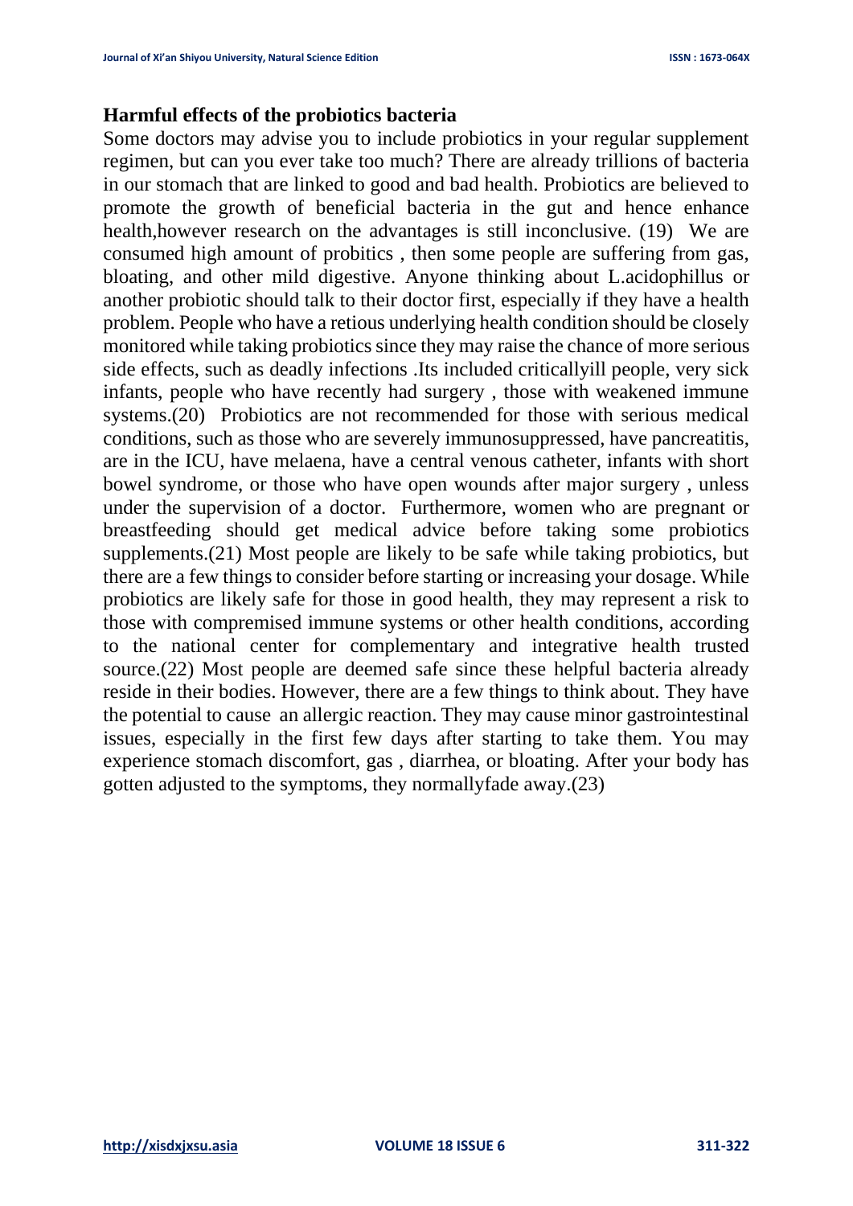## Harmful effects of the probiotics bacteria

Some doctors may advise you to include probiotics in your regular supplement regimen, but can you ever take too much? There are already trillions of bacteria in our stomach that are linked to good and bad health. Probiotics are believed to promote the growth of beneficial bacteria in the gut and hence enhance health,however research on the advantages is still inconclusive. (19) We are consumed high amount of probitics , then some people are suffering from gas, bloating, and other mild digestive. Anyone thinking about L.acidophillus or another probiotic should talk to their doctor first, especially if they have a health problem. People who have a retious underlying health condition should be closely monitored while taking probiotics since they may raise the chance of more serious side effects, such as deadly infections .Its included criticallyill people, very sick infants, people who have recently had surgery , those with weakened immune systems.(20) Probiotics are not recommended for those with serious medical conditions, such as those who are severely immunosuppressed, have pancreatitis, are in the ICU, have melaena, have a central venous catheter, infants with short bowel syndrome, or those who have open wounds after major surgery , unless under the supervision of a doctor. Furthermore, women who are pregnant or breastfeeding should get medical advice before taking some probiotics supplements.(21) Most people are likely to be safe while taking probiotics, but there are a few things to consider before starting or increasing your dosage. While probiotics are likely safe for those in good health, they may represent a risk to those with compremised immune systems or other health conditions, according to the national center for complementary and integrative health trusted source.(22) Most people are deemed safe since these helpful bacteria already reside in their bodies. However, there are a few things to think about. They have the potential to cause an allergic reaction. They may cause minor gastrointestinal issues, especially in the first few days after starting to take them. You may experience stomach discomfort, gas , diarrhea, or bloating. After your body has gotten adjusted to the symptoms, they normallyfade away.(23)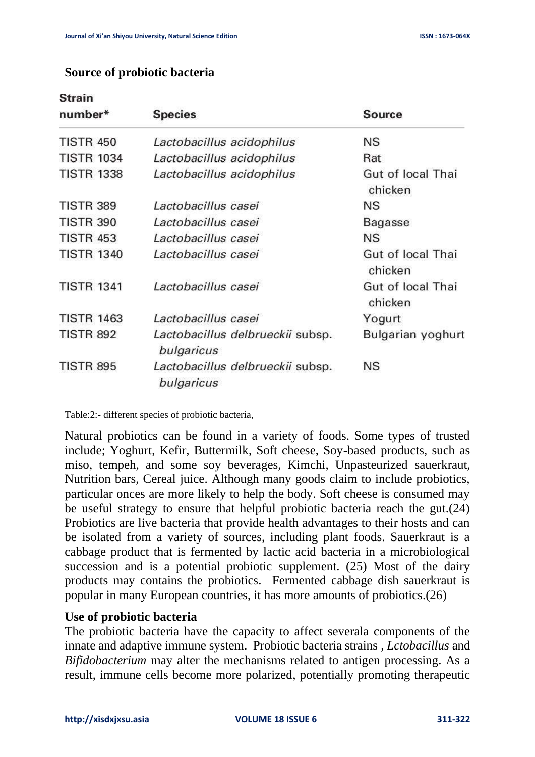## Source of probiotic bacteria

| Strain number* | Species | Source |
|---|---|---|
| TISTR 450 | *Lactobacillus acidophilus* | NS |
| TISTR 1034 | *Lactobacillus acidophilus* | Rat |
| TISTR 1338 | *Lactobacillus acidophilus* | Gut of local Thai chicken |
| TISTR 389 | *Lactobacillus casei* | NS |
| TISTR 390 | *Lactobacillus casei* | Bagasse |
| TISTR 453 | *Lactobacillus casei* | NS |
| TISTR 1340 | *Lactobacillus casei* | Gut of local Thai chicken |
| TISTR 1341 | *Lactobacillus casei* | Gut of local Thai chicken |
| TISTR 1463 | *Lactobacillus casei* | Yogurt |
| TISTR 892 | *Lactobacillus delbrueckii* subsp. *bulgaricus* | Bulgarian yoghurt |
| TISTR 895 | *Lactobacillus delbrueckii* subsp. *bulgaricus* | NS |

Table:2:- different species of probiotic bacteria,

Natural probiotics can be found in a variety of foods. Some types of trusted include; Yoghurt, Kefir, Buttermilk, Soft cheese, Soy-based products, such as miso, tempeh, and some soy beverages, Kimchi, Unpasteurized sauerkraut, Nutrition bars, Cereal juice. Although many goods claim to include probiotics, particular onces are more likely to help the body. Soft cheese is consumed may be useful strategy to ensure that helpful probiotic bacteria reach the gut.(24) Probiotics are live bacteria that provide health advantages to their hosts and can be isolated from a variety of sources, including plant foods. Sauerkraut is a cabbage product that is fermented by lactic acid bacteria in a microbiological succession and is a potential probiotic supplement. (25) Most of the dairy products may contains the probiotics. Fermented cabbage dish sauerkraut is popular in many European countries, it has more amounts of probiotics.(26)

## Use of probiotic bacteria

The probiotic bacteria have the capacity to affect severala components of the innate and adaptive immune system. Probiotic bacteria strains , *Lctobacillus* and *Bifidobacterium* may alter the mechanisms related to antigen processing. As a result, immune cells become more polarized, potentially promoting therapeutic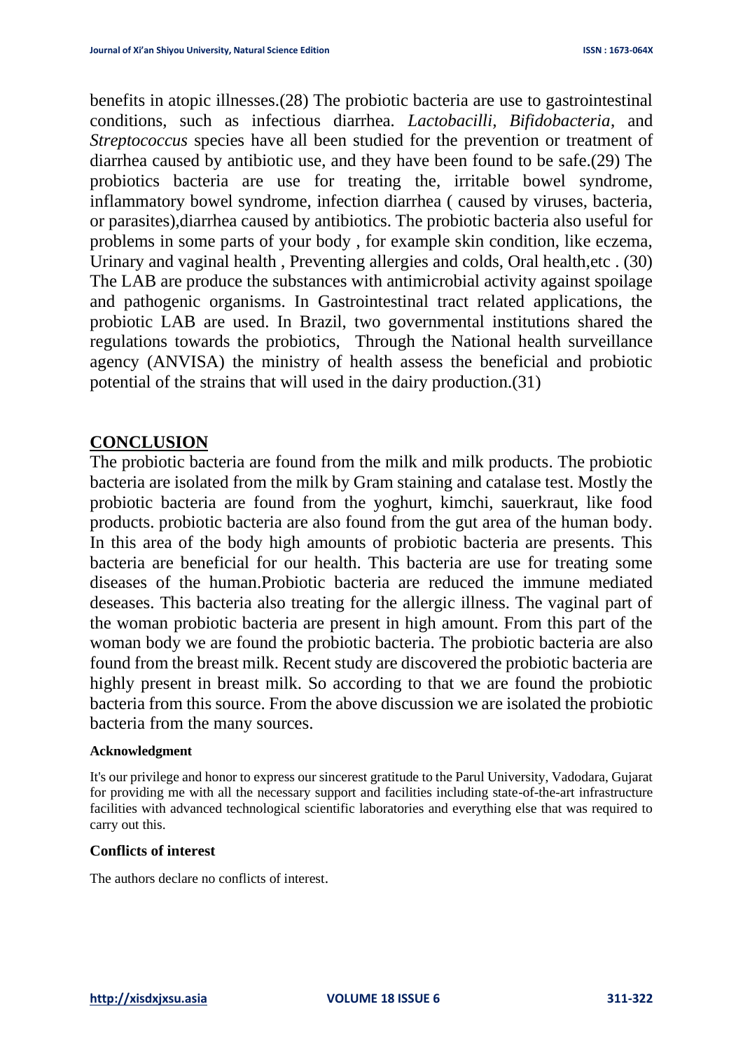benefits in atopic illnesses.(28) The probiotic bacteria are use to gastrointestinal conditions, such as infectious diarrhea. *Lactobacilli*, *Bifidobacteria*, and *Streptococcus* species have all been studied for the prevention or treatment of diarrhea caused by antibiotic use, and they have been found to be safe.(29) The probiotics bacteria are use for treating the, irritable bowel syndrome, inflammatory bowel syndrome, infection diarrhea ( caused by viruses, bacteria, or parasites),diarrhea caused by antibiotics. The probiotic bacteria also useful for problems in some parts of your body , for example skin condition, like eczema, Urinary and vaginal health , Preventing allergies and colds, Oral health,etc . (30) The LAB are produce the substances with antimicrobial activity against spoilage and pathogenic organisms. In Gastrointestinal tract related applications, the probiotic LAB are used. In Brazil, two governmental institutions shared the regulations towards the probiotics, Through the National health surveillance agency (ANVISA) the ministry of health assess the beneficial and probiotic potential of the strains that will used in the dairy production.(31)

## CONCLUSION

The probiotic bacteria are found from the milk and milk products. The probiotic bacteria are isolated from the milk by Gram staining and catalase test. Mostly the probiotic bacteria are found from the yoghurt, kimchi, sauerkraut, like food products. probiotic bacteria are also found from the gut area of the human body. In this area of the body high amounts of probiotic bacteria are presents. This bacteria are beneficial for our health. This bacteria are use for treating some diseases of the human.Probiotic bacteria are reduced the immune mediated deseases. This bacteria also treating for the allergic illness. The vaginal part of the woman probiotic bacteria are present in high amount. From this part of the woman body we are found the probiotic bacteria. The probiotic bacteria are also found from the breast milk. Recent study are discovered the probiotic bacteria are highly present in breast milk. So according to that we are found the probiotic bacteria from this source. From the above discussion we are isolated the probiotic bacteria from the many sources.

#### Acknowledgment

It's our privilege and honor to express our sincerest gratitude to the Parul University, Vadodara, Gujarat for providing me with all the necessary support and facilities including state-of-the-art infrastructure facilities with advanced technological scientific laboratories and everything else that was required to carry out this.

#### Conflicts of interest

The authors declare no conflicts of interest.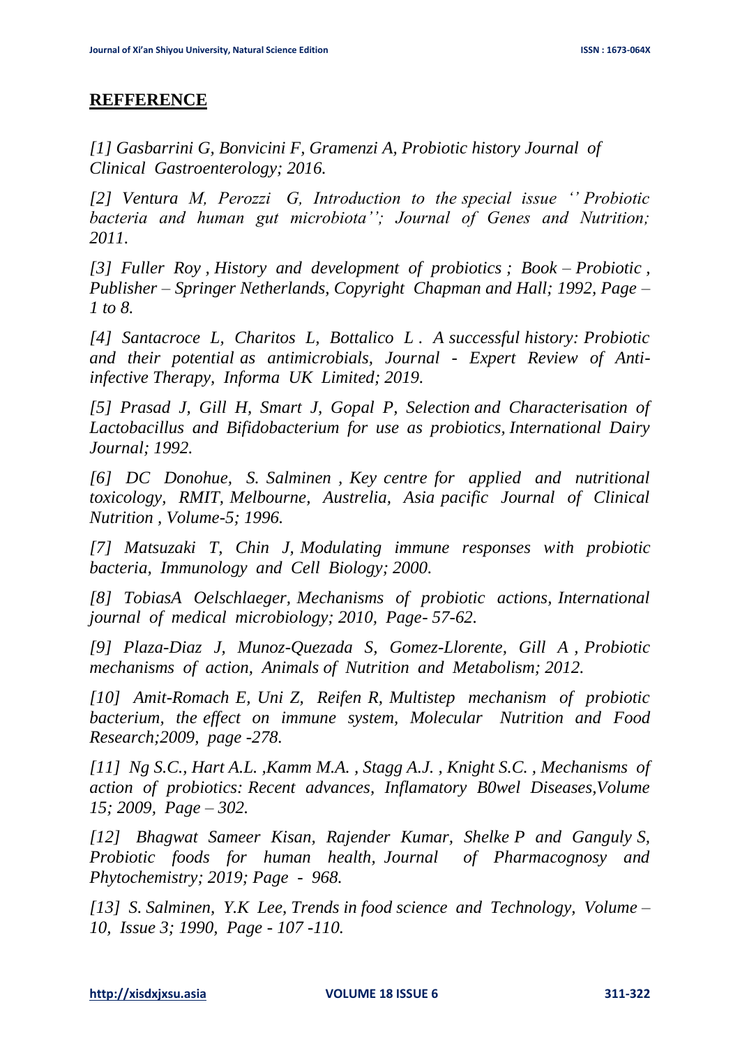## REFFERENCE

*[1] Gasbarrini G, Bonvicini F, Gramenzi A, Probiotic history Journal of Clinical Gastroenterology; 2016.*

*[2] Ventura M, Perozzi G, Introduction to the special issue '' Probiotic bacteria and human gut microbiota''; Journal of Genes and Nutrition; 2011.*

*[3] Fuller Roy , History and development of probiotics ; Book – Probiotic , Publisher – Springer Netherlands, Copyright Chapman and Hall; 1992, Page – 1 to 8.*

*[4] Santacroce L, Charitos L, Bottalico L . A successful history: Probiotic and their potential as antimicrobials, Journal - Expert Review of Anti-infective Therapy, Informa UK Limited; 2019.*

*[5] Prasad J, Gill H, Smart J, Gopal P, Selection and Characterisation of Lactobacillus and Bifidobacterium for use as probiotics, International Dairy Journal; 1992.*

*[6] DC Donohue, S. Salminen , Key centre for applied and nutritional toxicology, RMIT, Melbourne, Austrelia, Asia pacific Journal of Clinical Nutrition , Volume-5; 1996.*

*[7] Matsuzaki T, Chin J, Modulating immune responses with probiotic bacteria, Immunology and Cell Biology; 2000.*

*[8] TobiasA Oelschlaeger, Mechanisms of probiotic actions, International journal of medical microbiology; 2010, Page- 57-62.*

*[9] Plaza-Diaz J, Munoz-Quezada S, Gomez-Llorente, Gill A , Probiotic mechanisms of action, Animals of Nutrition and Metabolism; 2012.*

*[10] Amit-Romach E, Uni Z, Reifen R, Multistep mechanism of probiotic bacterium, the effect on immune system, Molecular Nutrition and Food Research;2009, page -278.*

*[11] Ng S.C., Hart A.L. ,Kamm M.A. , Stagg A.J. , Knight S.C. , Mechanisms of action of probiotics: Recent advances, Inflamatory B0wel Diseases,Volume 15; 2009, Page – 302.*

*[12] Bhagwat Sameer Kisan, Rajender Kumar, Shelke P and Ganguly S, Probiotic foods for human health, Journal of Pharmacognosy and Phytochemistry; 2019; Page - 968.*

*[13] S. Salminen, Y.K Lee, Trends in food science and Technology, Volume – 10, Issue 3; 1990, Page - 107 -110.*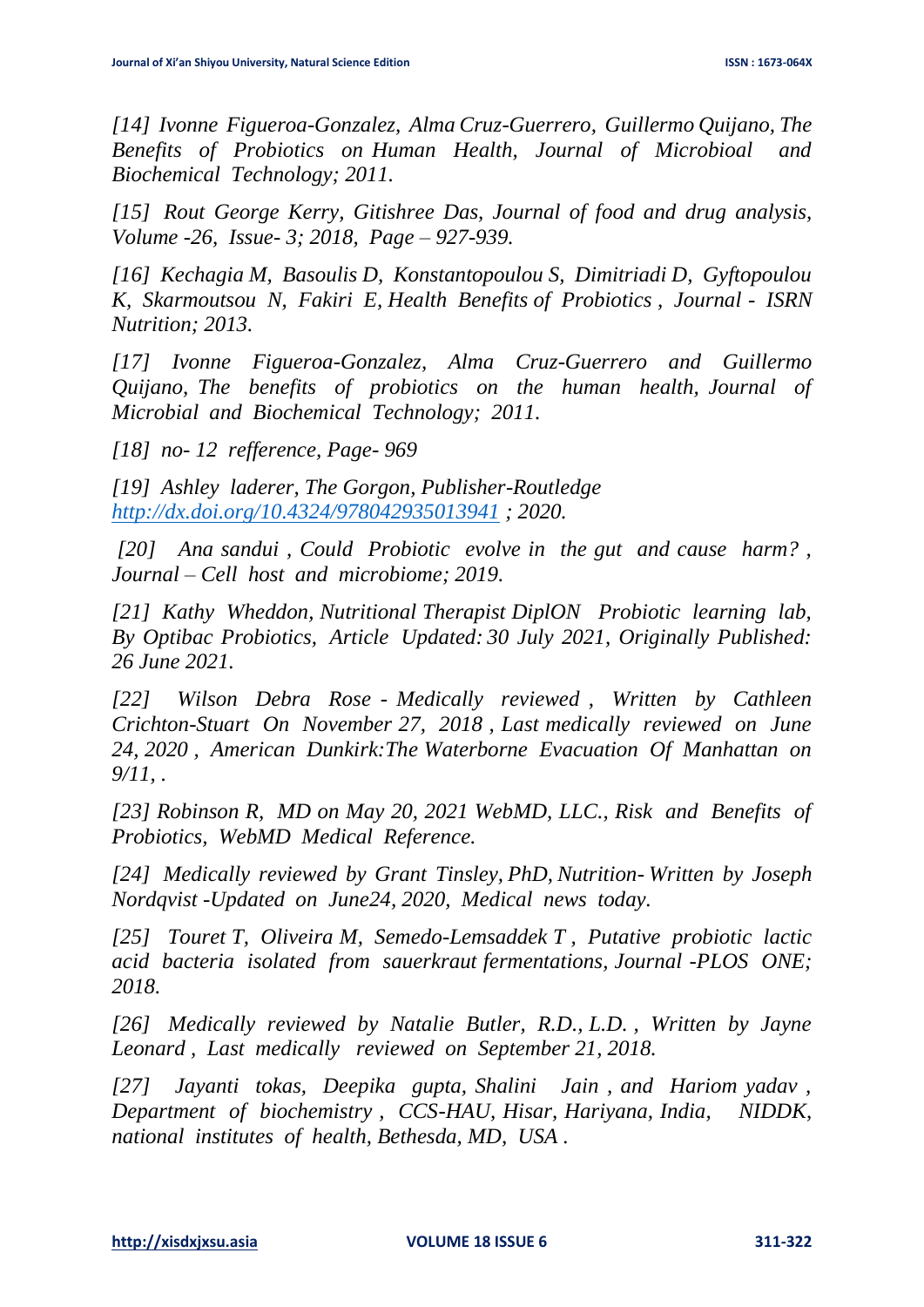*[14] Ivonne Figueroa-Gonzalez, Alma Cruz-Guerrero, Guillermo Quijano, The Benefits of Probiotics on Human Health, Journal of Microbioal and Biochemical Technology; 2011.*

*[15] Rout George Kerry, Gitishree Das, Journal of food and drug analysis, Volume -26, Issue- 3; 2018, Page – 927-939.*

*[16] Kechagia M, Basoulis D, Konstantopoulou S, Dimitriadi D, Gyftopoulou K, Skarmoutsou N, Fakiri E, Health Benefits of Probiotics , Journal - ISRN Nutrition; 2013.*

*[17] Ivonne Figueroa-Gonzalez, Alma Cruz-Guerrero and Guillermo Quijano, The benefits of probiotics on the human health, Journal of Microbial and Biochemical Technology; 2011.*

*[18] no- 12 refference, Page- 969*

*[19] Ashley laderer, The Gorgon, Publisher-Routledge [http://dx.doi.org/10.4324/978042935013941](http://dx.doi.org/10.4324/978042935013941) ; 2020.*

*[20] Ana sandui , Could Probiotic evolve in the gut and cause harm? , Journal – Cell host and microbiome; 2019.*

*[21] Kathy Wheddon, Nutritional Therapist DiplON Probiotic learning lab, By Optibac Probiotics, Article Updated: 30 July 2021, Originally Published: 26 June 2021.*

*[22] Wilson Debra Rose - Medically reviewed , Written by Cathleen Crichton-Stuart On November 27, 2018 , Last medically reviewed on June 24, 2020 , American Dunkirk:The Waterborne Evacuation Of Manhattan on 9/11, .*

*[23] Robinson R, MD on May 20, 2021 WebMD, LLC., Risk and Benefits of Probiotics, WebMD Medical Reference.*

*[24] Medically reviewed by Grant Tinsley, PhD, Nutrition- Written by Joseph Nordqvist -Updated on June24, 2020, Medical news today.*

*[25] Touret T, Oliveira M, Semedo-Lemsaddek T , Putative probiotic lactic acid bacteria isolated from sauerkraut fermentations, Journal -PLOS ONE; 2018.*

*[26] Medically reviewed by Natalie Butler, R.D., L.D. , Written by Jayne Leonard , Last medically reviewed on September 21, 2018.*

*[27] Jayanti tokas, Deepika gupta, Shalini Jain , and Hariom yadav , Department of biochemistry , CCS-HAU, Hisar, Hariyana, India, NIDDK, national institutes of health, Bethesda, MD, USA .*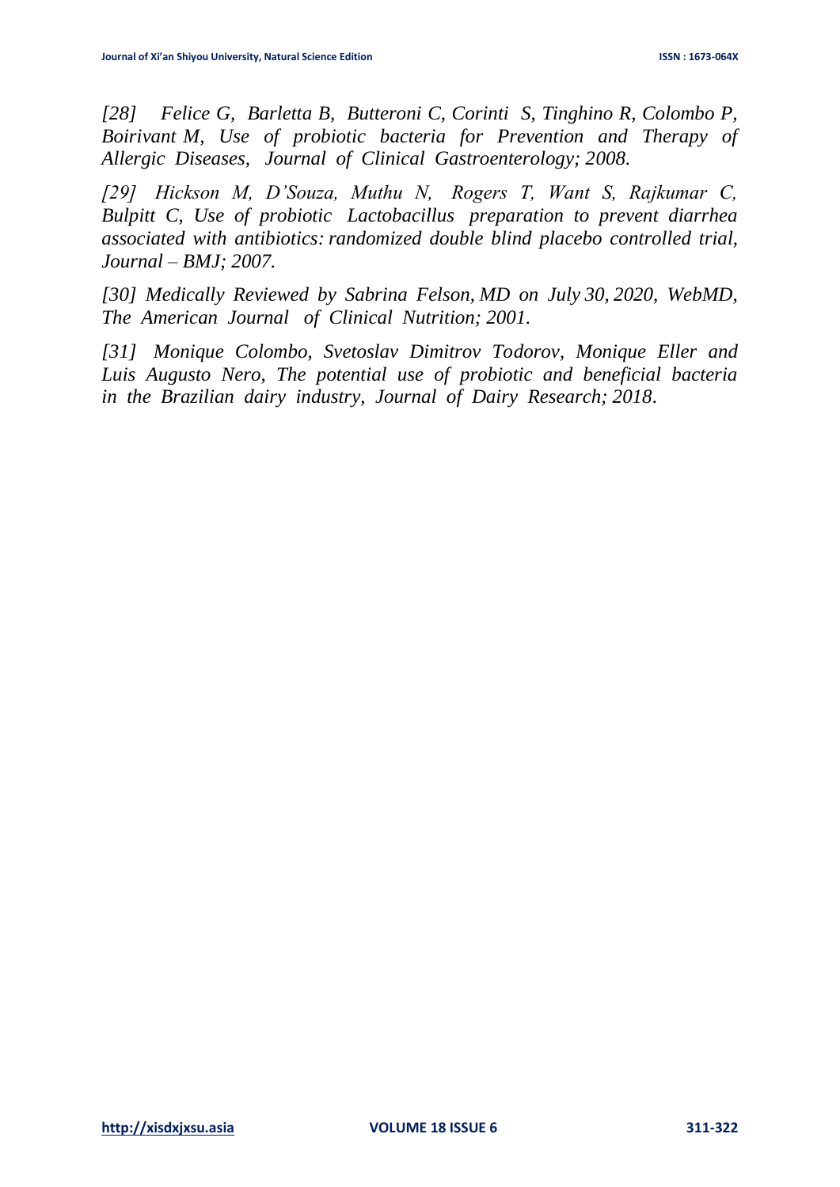*[28] Felice G, Barletta B, Butteroni C, Corinti S, Tinghino R, Colombo P, Boirivant M, Use of probiotic bacteria for Prevention and Therapy of Allergic Diseases, Journal of Clinical Gastroenterology; 2008.*

*[29] Hickson M, D'Souza, Muthu N, Rogers T, Want S, Rajkumar C, Bulpitt C, Use of probiotic Lactobacillus preparation to prevent diarrhea associated with antibiotics: randomized double blind placebo controlled trial, Journal – BMJ; 2007.*

*[30] Medically Reviewed by Sabrina Felson, MD on July 30, 2020, WebMD, The American Journal of Clinical Nutrition; 2001.*

*[31] Monique Colombo, Svetoslav Dimitrov Todorov, Monique Eller and Luis Augusto Nero, The potential use of probiotic and beneficial bacteria in the Brazilian dairy industry, Journal of Dairy Research; 2018.*